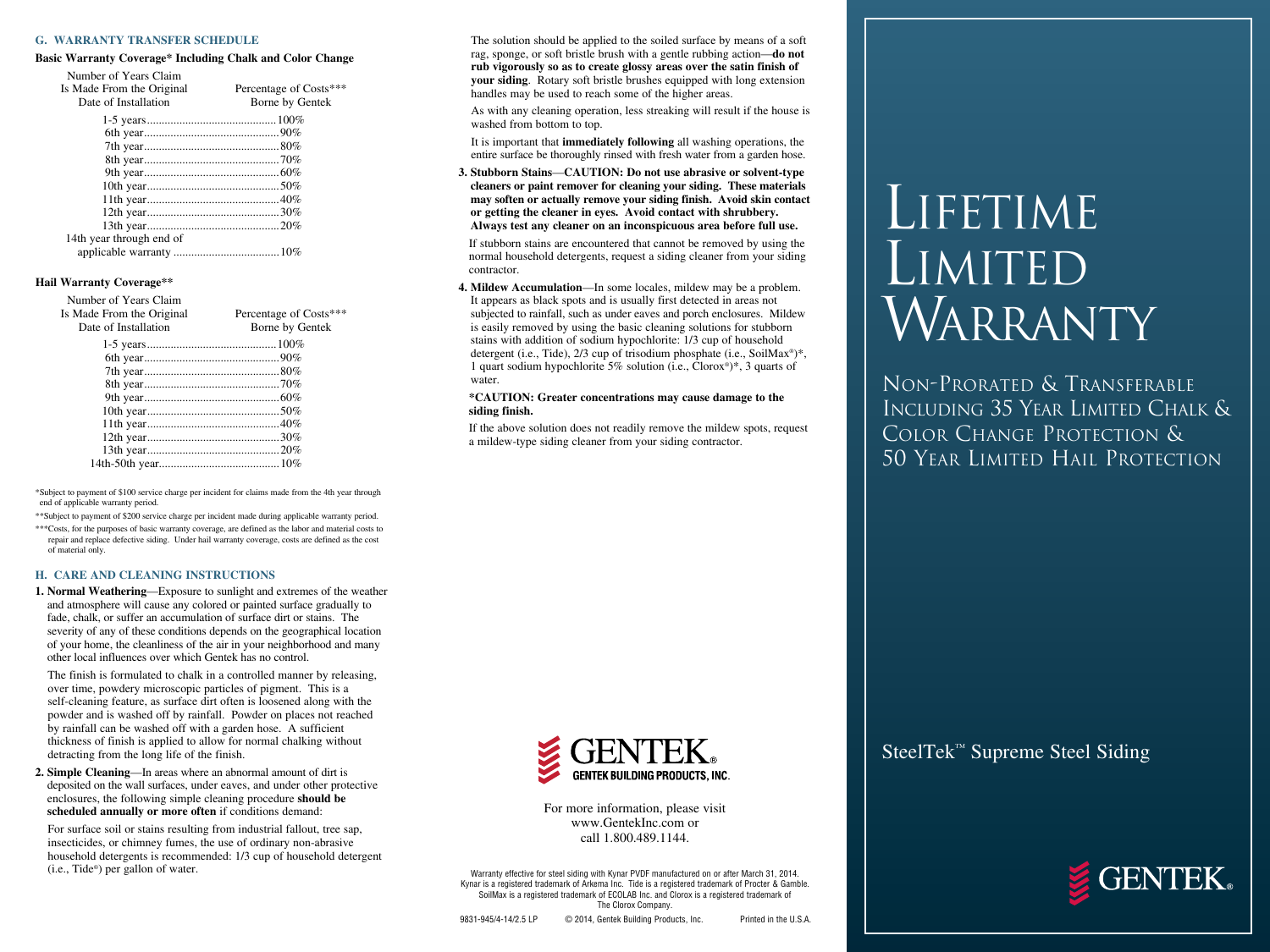## G. WARRANTY TRANSFER SCHEDULE

### Basic Warranty Coverage* Including Chalk and Color Change

| Number of Years Claim Is Made From the Original Date of Installation | Percentage of Costs*** Borne by Gentek |
|---|---|
| 1-5 years | 100% |
| 6th year | 90% |
| 7th year | 80% |
| 8th year | 70% |
| 9th year | 60% |
| 10th year | 50% |
| 11th year | 40% |
| 12th year | 30% |
| 13th year | 20% |
| 14th year through end of applicable warranty | 10% |

### Hail Warranty Coverage**

| Number of Years Claim Is Made From the Original Date of Installation | Percentage of Costs*** Borne by Gentek |
|---|---|
| 1-5 years | 100% |
| 6th year | 90% |
| 7th year | 80% |
| 8th year | 70% |
| 9th year | 60% |
| 10th year | 50% |
| 11th year | 40% |
| 12th year | 30% |
| 13th year | 20% |
| 14th-50th year | 10% |

*Subject to payment of $100 service charge per incident for claims made from the 4th year through end of applicable warranty period.

**Subject to payment of $200 service charge per incident made during applicable warranty period.

***Costs, for the purposes of basic warranty coverage, are defined as the labor and material costs to repair and replace defective siding. Under hail warranty coverage, costs are defined as the cost of material only.

## H. CARE AND CLEANING INSTRUCTIONS

1. **Normal Weathering**—Exposure to sunlight and extremes of the weather and atmosphere will cause any colored or painted surface gradually to fade, chalk, or suffer an accumulation of surface dirt or stains. The severity of any of these conditions depends on the geographical location of your home, the cleanliness of the air in your neighborhood and many other local influences over which Gentek has no control.

   The finish is formulated to chalk in a controlled manner by releasing, over time, powdery microscopic particles of pigment. This is a self-cleaning feature, as surface dirt often is loosened along with the powder and is washed off by rainfall. Powder on places not reached by rainfall can be washed off with a garden hose. A sufficient thickness of finish is applied to allow for normal chalking without detracting from the long life of the finish.

2. **Simple Cleaning**—In areas where an abnormal amount of dirt is deposited on the wall surfaces, under eaves, and under other protective enclosures, the following simple cleaning procedure **should be scheduled annually or more often** if conditions demand:

   For surface soil or stains resulting from industrial fallout, tree sap, insecticides, or chimney fumes, the use of ordinary non-abrasive household detergents is recommended: 1/3 cup of household detergent (i.e., Tide®) per gallon of water.

   The solution should be applied to the soiled surface by means of a soft rag, sponge, or soft bristle brush with a gentle rubbing action—**do not rub vigorously so as to create glossy areas over the satin finish of your siding**. Rotary soft bristle brushes equipped with long extension handles may be used to reach some of the higher areas.

   As with any cleaning operation, less streaking will result if the house is washed from bottom to top.

   It is important that **immediately following** all washing operations, the entire surface be thoroughly rinsed with fresh water from a garden hose.

3. **Stubborn Stains—CAUTION: Do not use abrasive or solvent-type cleaners or paint remover for cleaning your siding. These materials may soften or actually remove your siding finish. Avoid skin contact or getting the cleaner in eyes. Avoid contact with shrubbery. Always test any cleaner on an inconspicuous area before full use.**

   If stubborn stains are encountered that cannot be removed by using the normal household detergents, request a siding cleaner from your siding contractor.

4. **Mildew Accumulation**—In some locales, mildew may be a problem. It appears as black spots and is usually first detected in areas not subjected to rainfall, such as under eaves and porch enclosures. Mildew is easily removed by using the basic cleaning solutions for stubborn stains with addition of sodium hypochlorite: 1/3 cup of household detergent (i.e., Tide), 2/3 cup of trisodium phosphate (i.e., SoilMax®)*, 1 quart sodium hypochlorite 5% solution (i.e., Clorox®)*, 3 quarts of water.

   ***CAUTION: Greater concentrations may cause damage to the siding finish.**

   If the above solution does not readily remove the mildew spots, request a mildew-type siding cleaner from your siding contractor.

GENTEK® GENTEK BUILDING PRODUCTS, INC.

For more information, please visit www.GentekInc.com or call 1.800.489.1144.

Warranty effective for steel siding with Kynar PVDF manufactured on or after March 31, 2014. Kynar is a registered trademark of Arkema Inc. Tide is a registered trademark of Procter & Gamble. SoilMax is a registered trademark of ECOLAB Inc. and Clorox is a registered trademark of The Clorox Company.

9831-945/4-14/2.5 LP © 2014, Gentek Building Products, Inc. Printed in the U.S.A.

# Lifetime Limited Warranty

## Non-Prorated & Transferable Including 35 Year Limited Chalk & Color Change Protection & 50 Year Limited Hail Protection

SteelTek™ Supreme Steel Siding

GENTEK®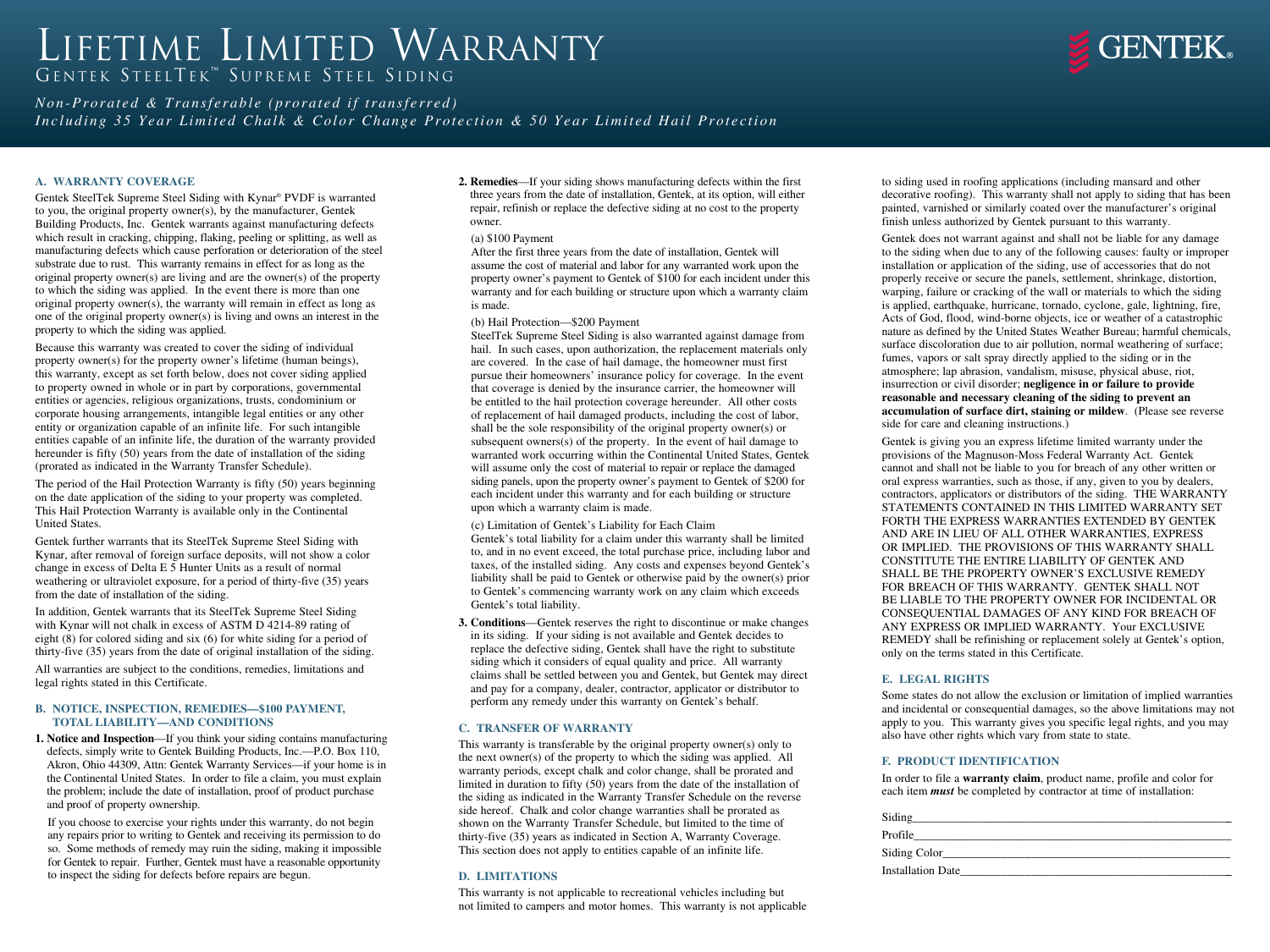# Lifetime Limited Warranty

## Gentek SteelTek™ Supreme Steel Siding

*Non-Prorated & Transferable (prorated if transferred)*
*Including 35 Year Limited Chalk & Color Change Protection & 50 Year Limited Hail Protection*

GENTEK®

### A. WARRANTY COVERAGE

Gentek SteelTek Supreme Steel Siding with Kynar® PVDF is warranted to you, the original property owner(s), by the manufacturer, Gentek Building Products, Inc. Gentek warrants against manufacturing defects which result in cracking, chipping, flaking, peeling or splitting, as well as manufacturing defects which cause perforation or deterioration of the steel substrate due to rust. This warranty remains in effect for as long as the original property owner(s) are living and are the owner(s) of the property to which the siding was applied. In the event there is more than one original property owner(s), the warranty will remain in effect as long as one of the original property owner(s) is living and owns an interest in the property to which the siding was applied.

Because this warranty was created to cover the siding of individual property owner(s) for the property owner's lifetime (human beings), this warranty, except as set forth below, does not cover siding applied to property owned in whole or in part by corporations, governmental entities or agencies, religious organizations, trusts, condominium or corporate housing arrangements, intangible legal entities or any other entity or organization capable of an infinite life. For such intangible entities capable of an infinite life, the duration of the warranty provided hereunder is fifty (50) years from the date of installation of the siding (prorated as indicated in the Warranty Transfer Schedule).

The period of the Hail Protection Warranty is fifty (50) years beginning on the date application of the siding to your property was completed. This Hail Protection Warranty is available only in the Continental United States.

Gentek further warrants that its SteelTek Supreme Steel Siding with Kynar, after removal of foreign surface deposits, will not show a color change in excess of Delta E 5 Hunter Units as a result of normal weathering or ultraviolet exposure, for a period of thirty-five (35) years from the date of installation of the siding.

In addition, Gentek warrants that its SteelTek Supreme Steel Siding with Kynar will not chalk in excess of ASTM D 4214-89 rating of eight (8) for colored siding and six (6) for white siding for a period of thirty-five (35) years from the date of original installation of the siding.

All warranties are subject to the conditions, remedies, limitations and legal rights stated in this Certificate.

### B. NOTICE, INSPECTION, REMEDIES—$100 PAYMENT, TOTAL LIABILITY—AND CONDITIONS

**1. Notice and Inspection**—If you think your siding contains manufacturing defects, simply write to Gentek Building Products, Inc.—P.O. Box 110, Akron, Ohio 44309, Attn: Gentek Warranty Services—if your home is in the Continental United States. In order to file a claim, you must explain the problem; include the date of installation, proof of product purchase and proof of property ownership.

If you choose to exercise your rights under this warranty, do not begin any repairs prior to writing to Gentek and receiving its permission to do so. Some methods of remedy may ruin the siding, making it impossible for Gentek to repair. Further, Gentek must have a reasonable opportunity to inspect the siding for defects before repairs are begun.

**2. Remedies**—If your siding shows manufacturing defects within the first three years from the date of installation, Gentek, at its option, will either repair, refinish or replace the defective siding at no cost to the property owner.

(a) $100 Payment
After the first three years from the date of installation, Gentek will assume the cost of material and labor for any warranted work upon the property owner's payment to Gentek of $100 for each incident under this warranty and for each building or structure upon which a warranty claim is made.

(b) Hail Protection—$200 Payment
SteelTek Supreme Steel Siding is also warranted against damage from hail. In such cases, upon authorization, the replacement materials only are covered. In the case of hail damage, the homeowner must first pursue their homeowners' insurance policy for coverage. In the event that coverage is denied by the insurance carrier, the homeowner will be entitled to the hail protection coverage hereunder. All other costs of replacement of hail damaged products, including the cost of labor, shall be the sole responsibility of the original property owner(s) or subsequent owners(s) of the property. In the event of hail damage to warranted work occurring within the Continental United States, Gentek will assume only the cost of material to repair or replace the damaged siding panels, upon the property owner's payment to Gentek of $200 for each incident under this warranty and for each building or structure upon which a warranty claim is made.

(c) Limitation of Gentek's Liability for Each Claim
Gentek's total liability for a claim under this warranty shall be limited to, and in no event exceed, the total purchase price, including labor and taxes, of the installed siding. Any costs and expenses beyond Gentek's liability shall be paid to Gentek or otherwise paid by the owner(s) prior to Gentek's commencing warranty work on any claim which exceeds Gentek's total liability.

**3. Conditions**—Gentek reserves the right to discontinue or make changes in its siding. If your siding is not available and Gentek decides to replace the defective siding, Gentek shall have the right to substitute siding which it considers of equal quality and price. All warranty claims shall be settled between you and Gentek, but Gentek may direct and pay for a company, dealer, contractor, applicator or distributor to perform any remedy under this warranty on Gentek's behalf.

### C. TRANSFER OF WARRANTY

This warranty is transferable by the original property owner(s) only to the next owner(s) of the property to which the siding was applied. All warranty periods, except chalk and color change, shall be prorated and limited in duration to fifty (50) years from the date of the installation of the siding as indicated in the Warranty Transfer Schedule on the reverse side hereof. Chalk and color change warranties shall be prorated as shown on the Warranty Transfer Schedule, but limited to the time of thirty-five (35) years as indicated in Section A, Warranty Coverage. This section does not apply to entities capable of an infinite life.

### D. LIMITATIONS

This warranty is not applicable to recreational vehicles including but not limited to campers and motor homes. This warranty is not applicable to siding used in roofing applications (including mansard and other decorative roofing). This warranty shall not apply to siding that has been painted, varnished or similarly coated over the manufacturer's original finish unless authorized by Gentek pursuant to this warranty.

Gentek does not warrant against and shall not be liable for any damage to the siding when due to any of the following causes: faulty or improper installation or application of the siding, use of accessories that do not properly receive or secure the panels, settlement, shrinkage, distortion, warping, failure or cracking of the wall or materials to which the siding is applied, earthquake, hurricane, tornado, cyclone, gale, lightning, fire, Acts of God, flood, wind-borne objects, ice or weather of a catastrophic nature as defined by the United States Weather Bureau; harmful chemicals, surface discoloration due to air pollution, normal weathering of surface; fumes, vapors or salt spray directly applied to the siding or in the atmosphere; lap abrasion, vandalism, misuse, physical abuse, riot, insurrection or civil disorder; **negligence in or failure to provide reasonable and necessary cleaning of the siding to prevent an accumulation of surface dirt, staining or mildew**. (Please see reverse side for care and cleaning instructions.)

Gentek is giving you an express lifetime limited warranty under the provisions of the Magnuson-Moss Federal Warranty Act. Gentek cannot and shall not be liable to you for breach of any other written or oral express warranties, such as those, if any, given to you by dealers, contractors, applicators or distributors of the siding. THE WARRANTY STATEMENTS CONTAINED IN THIS LIMITED WARRANTY SET FORTH THE EXPRESS WARRANTIES EXTENDED BY GENTEK AND ARE IN LIEU OF ALL OTHER WARRANTIES, EXPRESS OR IMPLIED. THE PROVISIONS OF THIS WARRANTY SHALL CONSTITUTE THE ENTIRE LIABILITY OF GENTEK AND SHALL BE THE PROPERTY OWNER'S EXCLUSIVE REMEDY FOR BREACH OF THIS WARRANTY. GENTEK SHALL NOT BE LIABLE TO THE PROPERTY OWNER FOR INCIDENTAL OR CONSEQUENTIAL DAMAGES OF ANY KIND FOR BREACH OF ANY EXPRESS OR IMPLIED WARRANTY. Your EXCLUSIVE REMEDY shall be refinishing or replacement solely at Gentek's option, only on the terms stated in this Certificate.

### E. LEGAL RIGHTS

Some states do not allow the exclusion or limitation of implied warranties and incidental or consequential damages, so the above limitations may not apply to you. This warranty gives you specific legal rights, and you may also have other rights which vary from state to state.

### F. PRODUCT IDENTIFICATION

In order to file a **warranty claim**, product name, profile and color for each item ***must*** be completed by contractor at time of installation:

Siding______________________________________________

Profile______________________________________________

Siding Color_________________________________________

Installation Date______________________________________